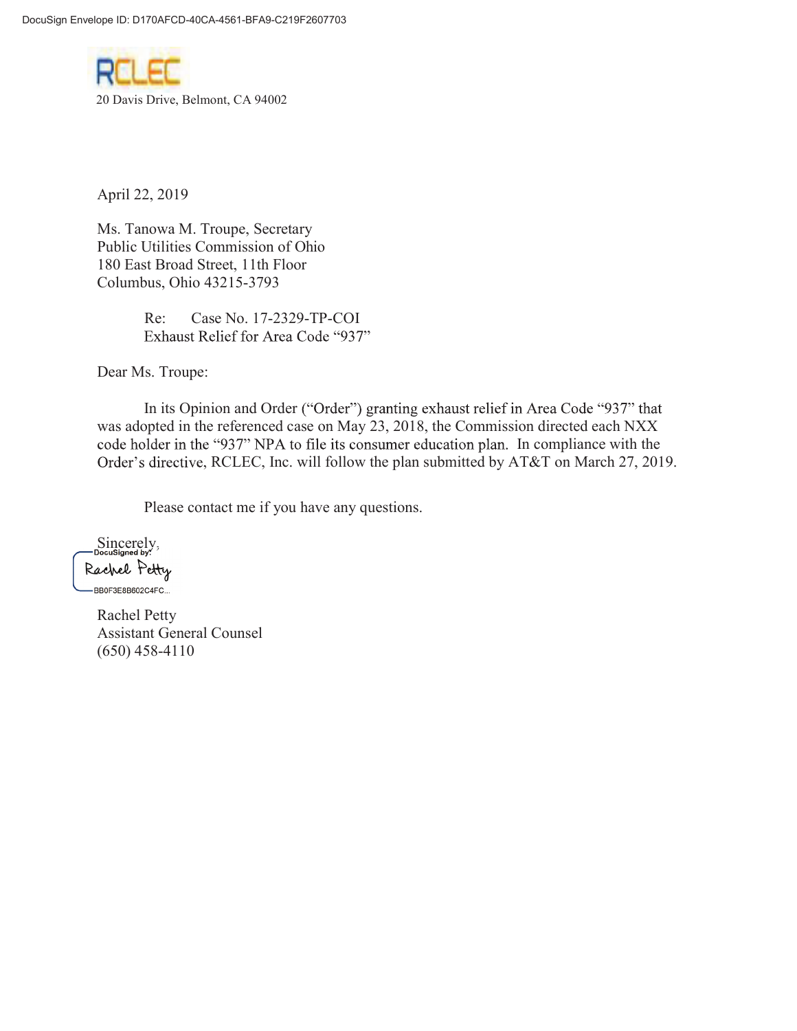DocuSign Envelope ID: D170AFCD-40CA-4561-BFA9-C219F2607703

RCLEC

20 Davis Drive, Belmont, CA 94002

April 22, 2019

Ms. Tanowa M. Troupe, Secretary
Public Utilities Commission of Ohio
180 East Broad Street, 11th Floor
Columbus, Ohio 43215-3793

Re: Case No. 17-2329-TP-COI
Exhaust Relief for Area Code "937"

Dear Ms. Troupe:

In its Opinion and Order ("Order") granting exhaust relief in Area Code "937" that was adopted in the referenced case on May 23, 2018, the Commission directed each NXX code holder in the "937" NPA to file its consumer education plan. In compliance with the Order's directive, RCLEC, Inc. will follow the plan submitted by AT&T on March 27, 2019.

Please contact me if you have any questions.

Sincerely,

DocuSigned by:
Rachel Petty
BB0F3E8B602C4FC...

Rachel Petty
Assistant General Counsel
(650) 458-4110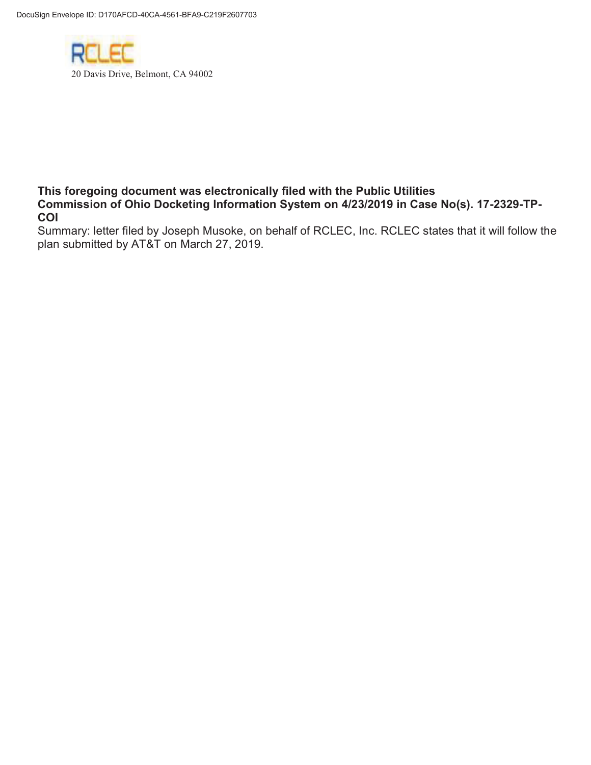DocuSign Envelope ID: D170AFCD-40CA-4561-BFA9-C219F2607703

RCLEC

20 Davis Drive, Belmont, CA 94002

**This foregoing document was electronically filed with the Public Utilities Commission of Ohio Docketing Information System on 4/23/2019 in Case No(s). 17-2329-TP-COI**

Summary: letter filed by Joseph Musoke, on behalf of RCLEC, Inc. RCLEC states that it will follow the plan submitted by AT&T on March 27, 2019.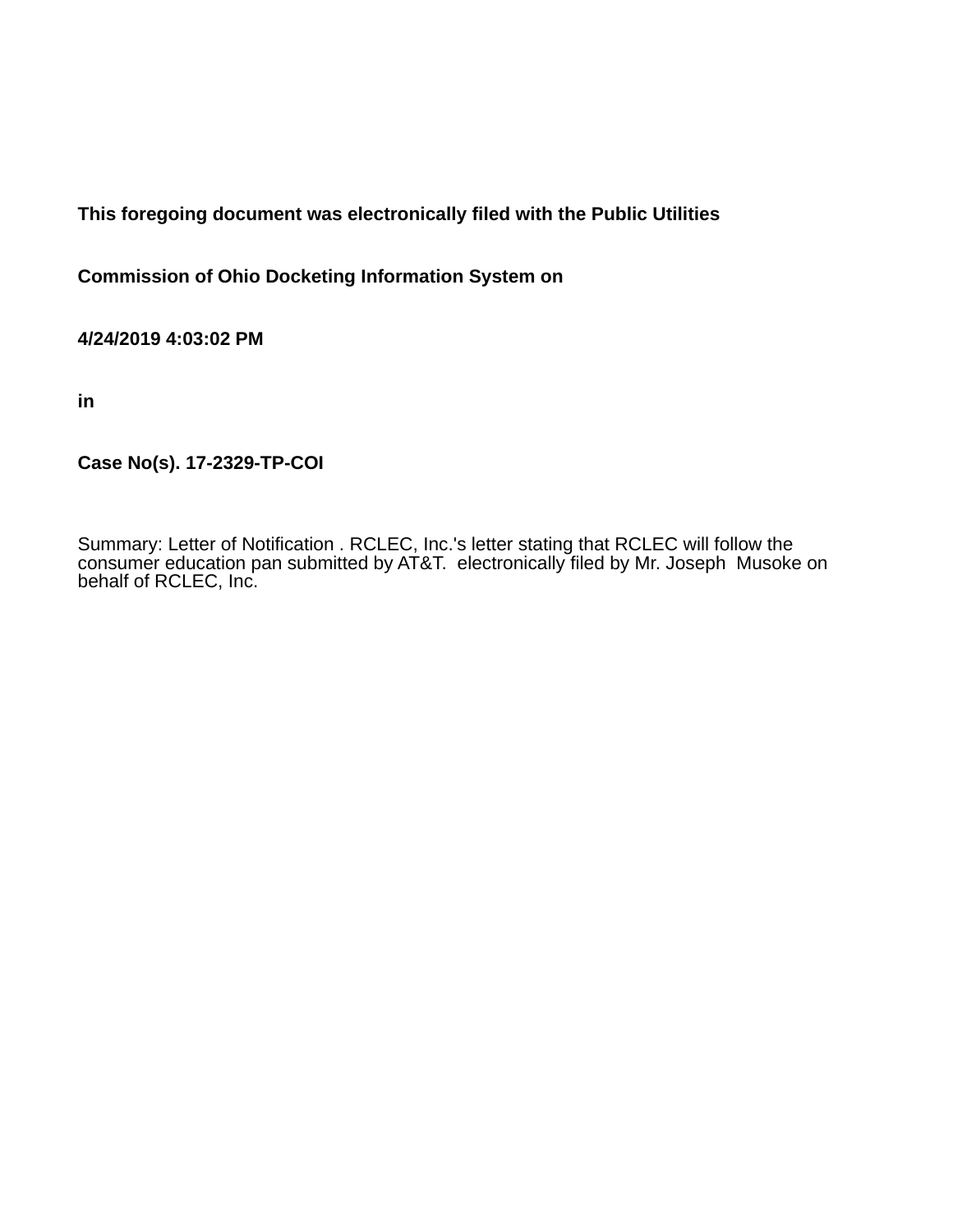**This foregoing document was electronically filed with the Public Utilities**

**Commission of Ohio Docketing Information System on**

**4/24/2019 4:03:02 PM**

**in**

**Case No(s). 17-2329-TP-COI**

Summary: Letter of Notification . RCLEC, Inc.'s letter stating that RCLEC will follow the consumer education pan submitted by AT&T.  electronically filed by Mr. Joseph  Musoke on behalf of RCLEC, Inc.